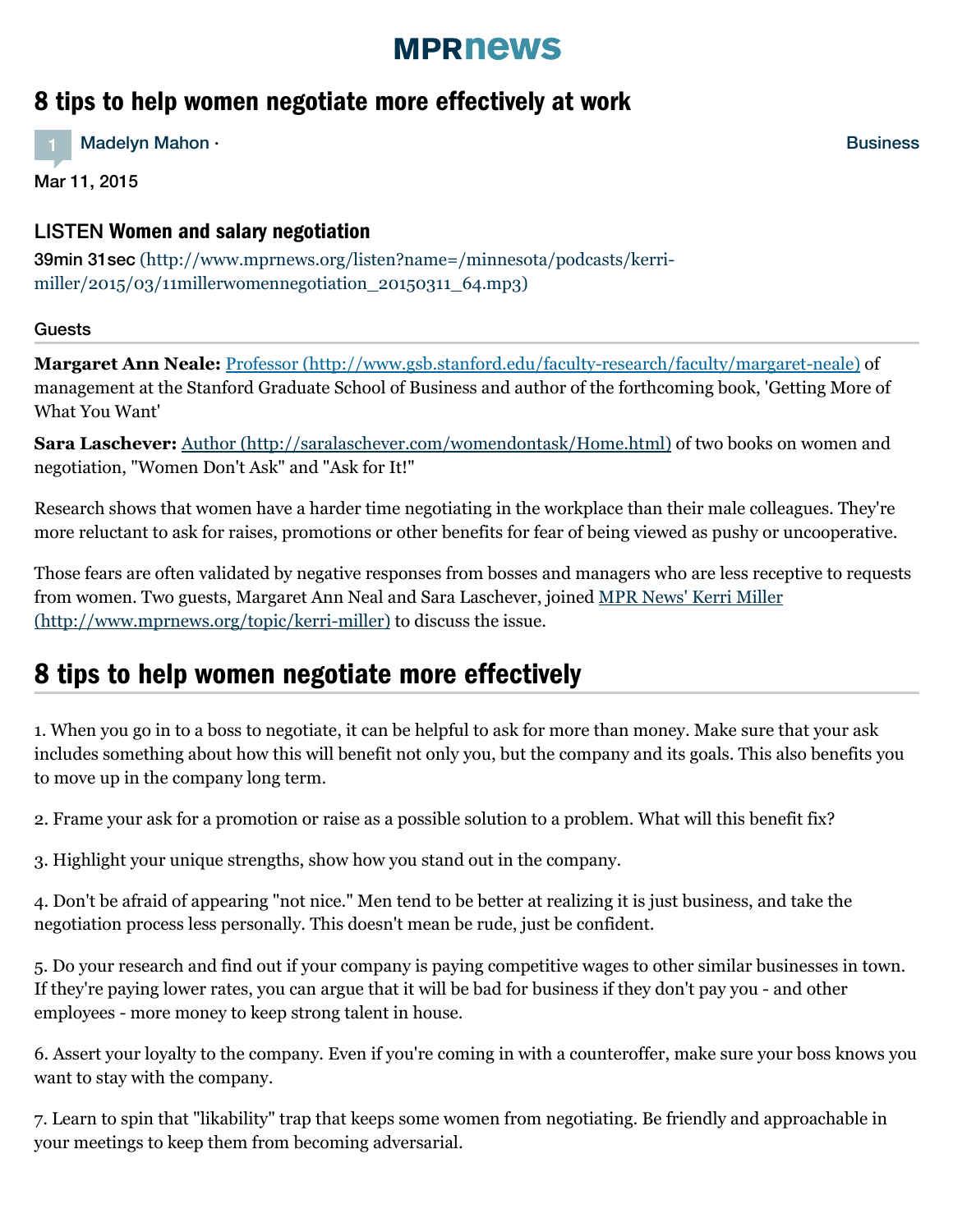# 8 tips to help women negotiate more effectively at work

1 Madelyn Mahon · Business

Mar 11, 2015

### LISTEN Women and salary negotiation

39min 31sec (http://www.mprnews.org/listen?name=/minnesota/podcasts/kerri-miller/2015/03/11millerwomennegotiation_20150311_64.mp3)

Guests

**Margaret Ann Neale:** Professor (http://www.gsb.stanford.edu/faculty-research/faculty/margaret-neale) of management at the Stanford Graduate School of Business and author of the forthcoming book, 'Getting More of What You Want'

**Sara Laschever:** Author (http://saralaschever.com/womendontask/Home.html) of two books on women and negotiation, "Women Don't Ask" and "Ask for It!"

Research shows that women have a harder time negotiating in the workplace than their male colleagues. They're more reluctant to ask for raises, promotions or other benefits for fear of being viewed as pushy or uncooperative.

Those fears are often validated by negative responses from bosses and managers who are less receptive to requests from women. Two guests, Margaret Ann Neal and Sara Laschever, joined MPR News' Kerri Miller (http://www.mprnews.org/topic/kerri-miller) to discuss the issue.

## 8 tips to help women negotiate more effectively

1. When you go in to a boss to negotiate, it can be helpful to ask for more than money. Make sure that your ask includes something about how this will benefit not only you, but the company and its goals. This also benefits you to move up in the company long term.

2. Frame your ask for a promotion or raise as a possible solution to a problem. What will this benefit fix?

3. Highlight your unique strengths, show how you stand out in the company.

4. Don't be afraid of appearing "not nice." Men tend to be better at realizing it is just business, and take the negotiation process less personally. This doesn't mean be rude, just be confident.

5. Do your research and find out if your company is paying competitive wages to other similar businesses in town. If they're paying lower rates, you can argue that it will be bad for business if they don't pay you - and other employees - more money to keep strong talent in house.

6. Assert your loyalty to the company. Even if you're coming in with a counteroffer, make sure your boss knows you want to stay with the company.

7. Learn to spin that "likability" trap that keeps some women from negotiating. Be friendly and approachable in your meetings to keep them from becoming adversarial.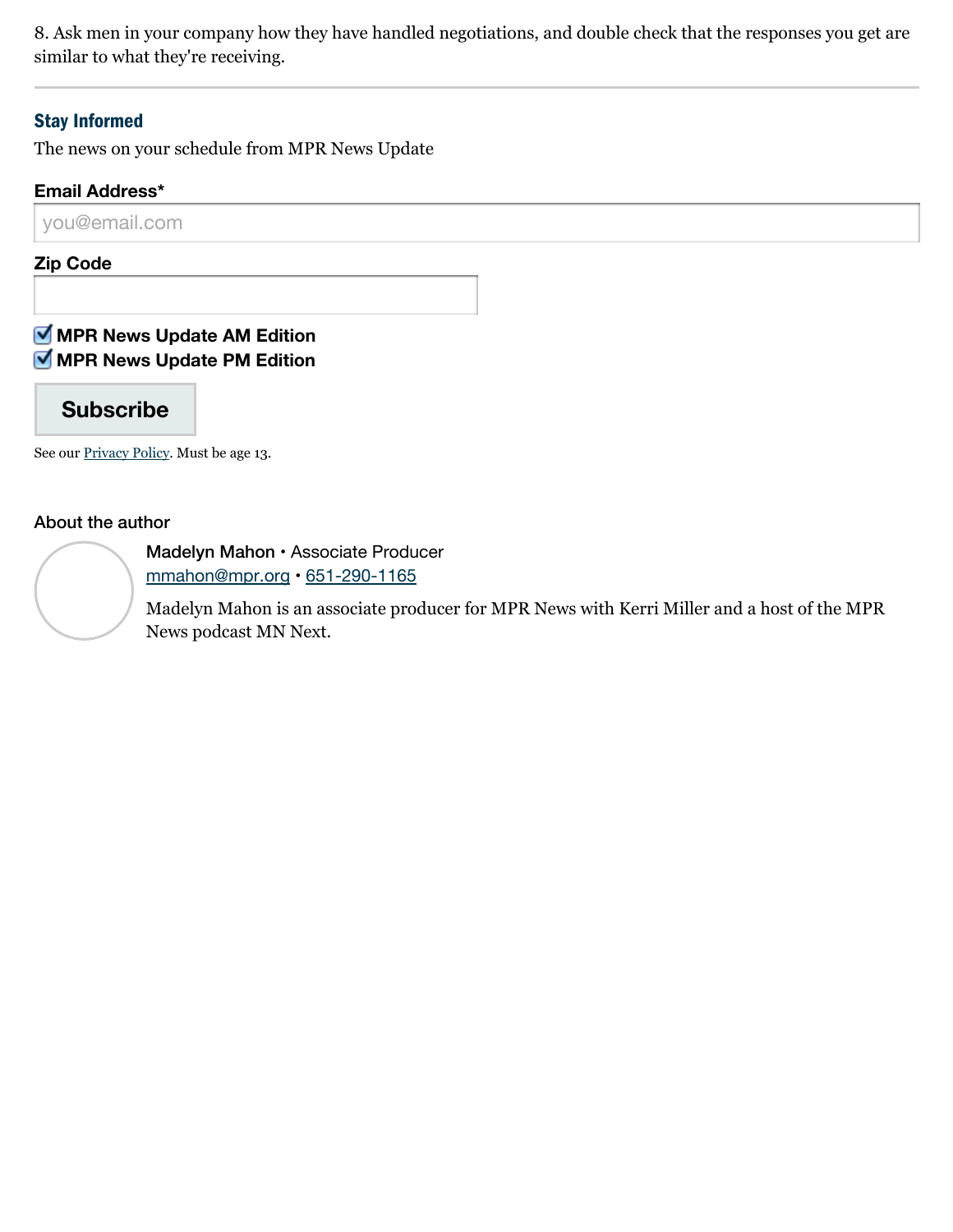8. Ask men in your company how they have handled negotiations, and double check that the responses you get are similar to what they're receiving.

---

### Stay Informed

The news on your schedule from MPR News Update

**Email Address***

you@email.com

**Zip Code**

☑ **MPR News Update AM Edition**
☑ **MPR News Update PM Edition**

**Subscribe**

See our [Privacy Policy](). Must be age 13.

About the author

**Madelyn Mahon** • Associate Producer
[mmahon@mpr.org]() • [651-290-1165]()

Madelyn Mahon is an associate producer for MPR News with Kerri Miller and a host of the MPR News podcast MN Next.